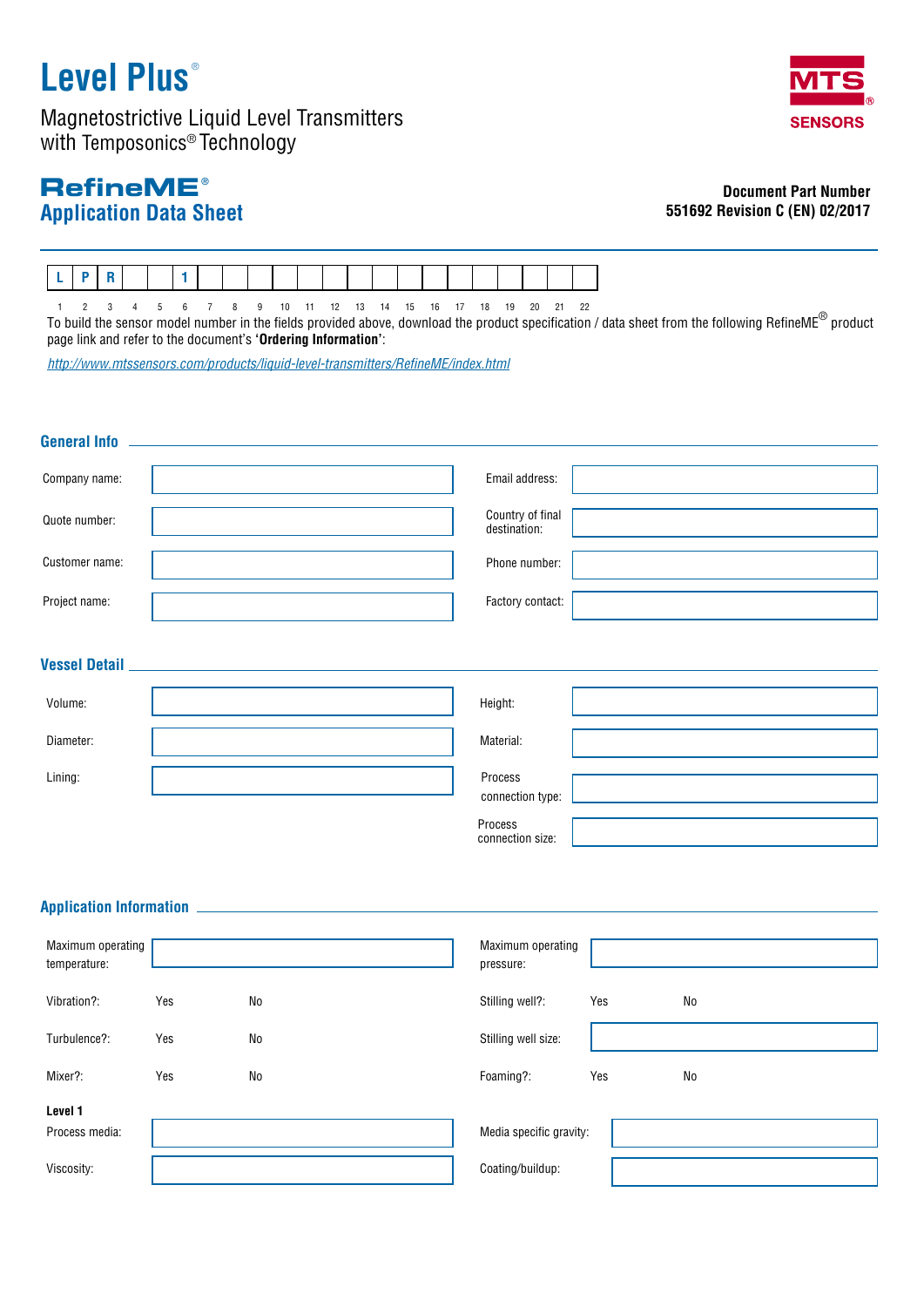# Level Plus®

Magnetostrictive Liquid Level Transmitters with Temposonics® Technology

MTS SENSORS

## RefineME®

## Application Data Sheet

**Document Part Number**
**551692 Revision C (EN) 02/2017**

| L | P | R | | | 1 | | | | | | | | | | | | | | | | |
|---|---|---|---|---|---|---|---|---|---|---|---|---|---|---|---|---|---|---|---|---|---|
| 1 | 2 | 3 | 4 | 5 | 6 | 7 | 8 | 9 | 10 | 11 | 12 | 13 | 14 | 15 | 16 | 17 | 18 | 19 | 20 | 21 | 22 |

To build the sensor model number in the fields provided above, download the product specification / data sheet from the following RefineME® product page link and refer to the document's **'Ordering Information'**:

http://www.mtssensors.com/products/liquid-level-transmitters/RefineME/index.html

### General Info

| | | | |
|---|---|---|---|
| Company name: | | Email address: | |
| Quote number: | | Country of final destination: | |
| Customer name: | | Phone number: | |
| Project name: | | Factory contact: | |

### Vessel Detail

| | | | |
|---|---|---|---|
| Volume: | | Height: | |
| Diameter: | | Material: | |
| Lining: | | Process connection type: | |
| | | Process connection size: | |

### Application Information

| | | | | | |
|---|---|---|---|---|---|
| Maximum operating temperature: | | | Maximum operating pressure: | | |
| Vibration?: | Yes | No | Stilling well?: | Yes | No |
| Turbulence?: | Yes | No | Stilling well size: | | |
| Mixer?: | Yes | No | Foaming?: | Yes | No |

**Level 1**

| | | | |
|---|---|---|---|
| Process media: | | Media specific gravity: | |
| Viscosity: | | Coating/buildup: | |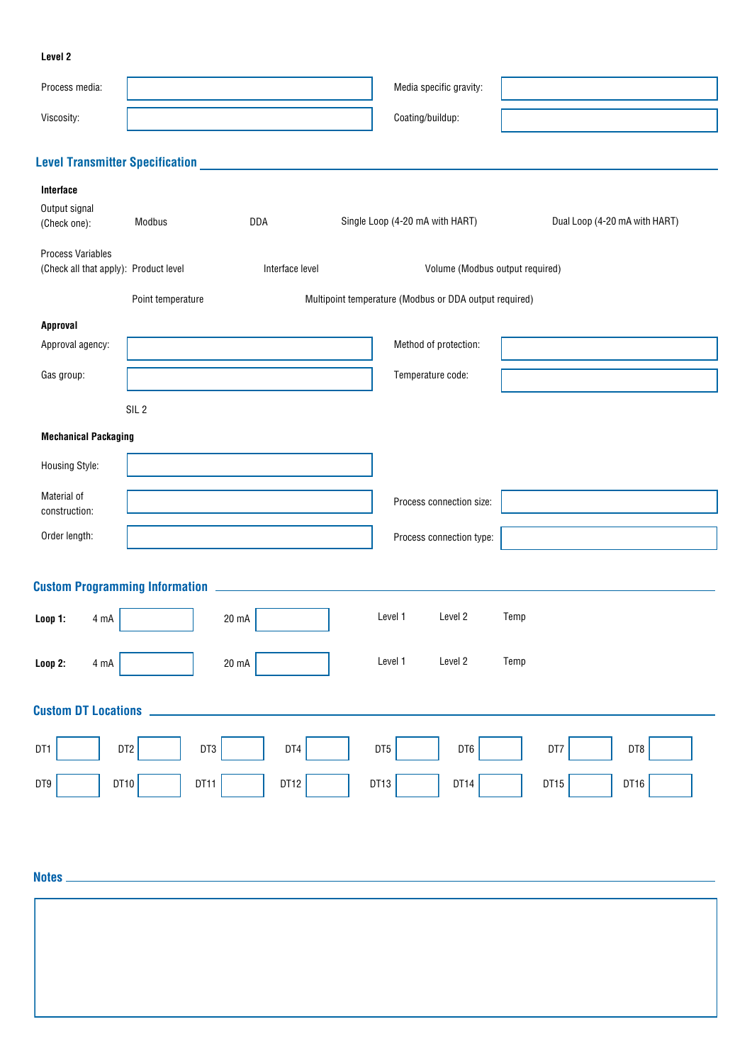**Level 2**

| | | | |
|---|---|---|---|
| Process media: | | Media specific gravity: | |
| Viscosity: | | Coating/buildup: | |

## Level Transmitter Specification

**Interface**

Output signal (Check one): Modbus DDA Single Loop (4-20 mA with HART) Dual Loop (4-20 mA with HART)

Process Variables (Check all that apply): Product level Interface level Volume (Modbus output required)

Point temperature Multipoint temperature (Modbus or DDA output required)

**Approval**

| | | | |
|---|---|---|---|
| Approval agency: | | Method of protection: | |
| Gas group: | | Temperature code: | |

SIL 2

**Mechanical Packaging**

| | | | |
|---|---|---|---|
| Housing Style: | | | |
| Material of construction: | | Process connection size: | |
| Order length: | | Process connection type: | |

## Custom Programming Information

| | | | | | | | |
|---|---|---|---|---|---|---|---|
| **Loop 1:** | 4 mA | | 20 mA | | Level 1 | Level 2 | Temp |
| **Loop 2:** | 4 mA | | 20 mA | | Level 1 | Level 2 | Temp |

## Custom DT Locations

| | | | | | | | | | | | | | | | |
|---|---|---|---|---|---|---|---|---|---|---|---|---|---|---|---|
| DT1 | | DT2 | | DT3 | | DT4 | | DT5 | | DT6 | | DT7 | | DT8 | |
| DT9 | | DT10 | | DT11 | | DT12 | | DT13 | | DT14 | | DT15 | | DT16 | |

## Notes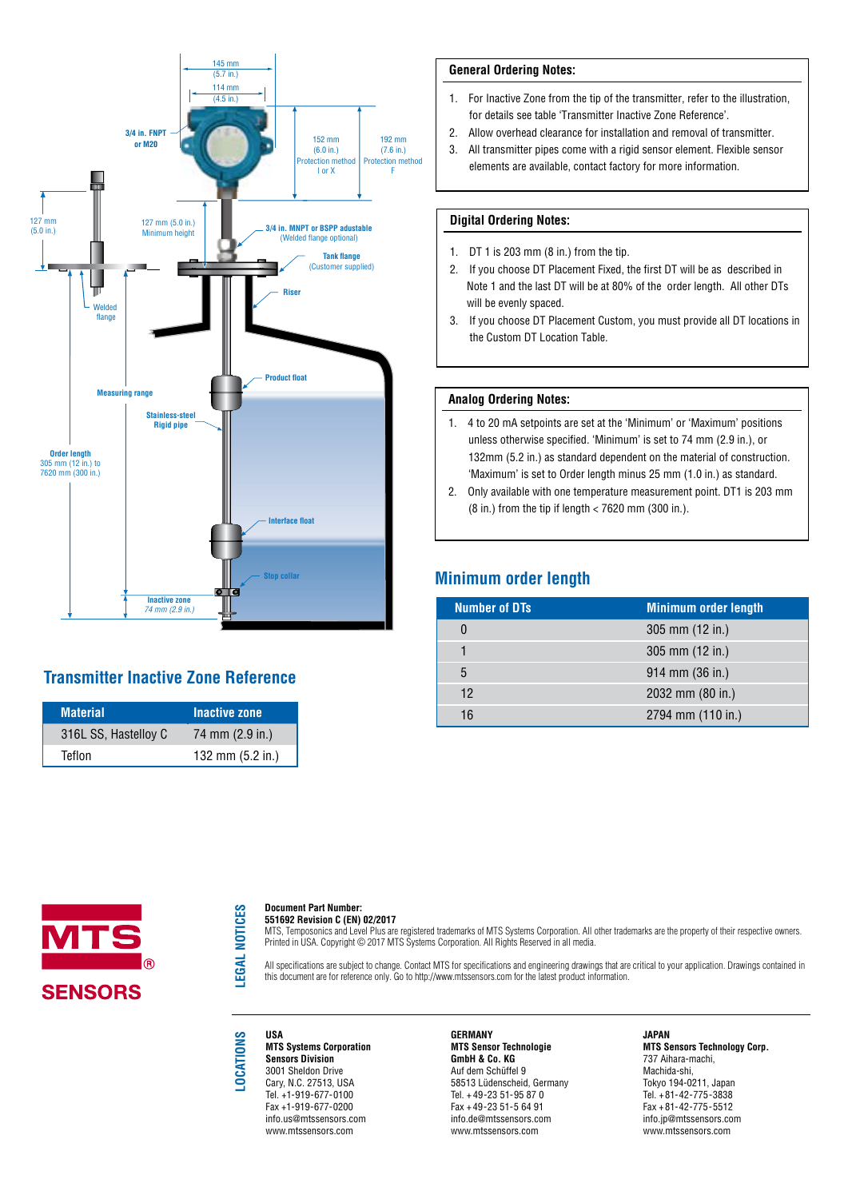145 mm
(5.7 in.)
114 mm
(4.5 in.)
3/4 in. FNPT
or M20
152 mm
(6.0 in.)
Protection method
I or X
192 mm
(7.6 in.)
Protection method
F
127 mm
(5.0 in.)
127 mm (5.0 in.)
Minimum height
3/4 in. MNPT or BSPP adustable
(Welded flange optional)
Tank flange
(Customer supplied)
Welded
flange
Riser
Product float
Measuring range
Stainless-steel
Rigid pipe
Order length
305 mm (12 in.) to
7620 mm (300 in.)
Interface float
Stop collar
Inactive zone
74 mm (2.9 in.)

## Transmitter Inactive Zone Reference

| Material | Inactive zone |
|---|---|
| 316L SS, Hastelloy C | 74 mm (2.9 in.) |
| Teflon | 132 mm (5.2 in.) |

### General Ordering Notes:

1. For Inactive Zone from the tip of the transmitter, refer to the illustration, for details see table 'Transmitter Inactive Zone Reference'.
2. Allow overhead clearance for installation and removal of transmitter.
3. All transmitter pipes come with a rigid sensor element. Flexible sensor elements are available, contact factory for more information.

### Digital Ordering Notes:

1. DT 1 is 203 mm (8 in.) from the tip.
2. If you choose DT Placement Fixed, the first DT will be as described in Note 1 and the last DT will be at 80% of the order length. All other DTs will be evenly spaced.
3. If you choose DT Placement Custom, you must provide all DT locations in the Custom DT Location Table.

### Analog Ordering Notes:

1. 4 to 20 mA setpoints are set at the 'Minimum' or 'Maximum' positions unless otherwise specified. 'Minimum' is set to 74 mm (2.9 in.), or 132mm (5.2 in.) as standard dependent on the material of construction. 'Maximum' is set to Order length minus 25 mm (1.0 in.) as standard.
2. Only available with one temperature measurement point. DT1 is 203 mm (8 in.) from the tip if length < 7620 mm (300 in.).

## Minimum order length

| Number of DTs | Minimum order length |
|---|---|
| 0 | 305 mm (12 in.) |
| 1 | 305 mm (12 in.) |
| 5 | 914 mm (36 in.) |
| 12 | 2032 mm (80 in.) |
| 16 | 2794 mm (110 in.) |

MTS® SENSORS

**LEGAL NOTICES**

**Document Part Number:**
**551692 Revision C (EN) 02/2017**
MTS, Temposonics and Level Plus are registered trademarks of MTS Systems Corporation. All other trademarks are the property of their respective owners. Printed in USA. Copyright © 2017 MTS Systems Corporation. All Rights Reserved in all media.

All specifications are subject to change. Contact MTS for specifications and engineering drawings that are critical to your application. Drawings contained in this document are for reference only. Go to http://www.mtssensors.com for the latest product information.

**LOCATIONS**

**USA**
**MTS Systems Corporation**
**Sensors Division**
3001 Sheldon Drive
Cary, N.C. 27513, USA
Tel. +1-919-677-0100
Fax +1-919-677-0200
info.us@mtssensors.com
www.mtssensors.com

**GERMANY**
**MTS Sensor Technologie**
**GmbH & Co. KG**
Auf dem Schüffel 9
58513 Lüdenscheid, Germany
Tel. +49-23 51-95 87 0
Fax +49-23 51-56 491
info.de@mtssensors.com
www.mtssensors.com

**JAPAN**
**MTS Sensors Technology Corp.**
737 Aihara-machi,
Machida-shi,
Tokyo 194-0211, Japan
Tel. +81-42-775-3838
Fax +81-42-775-5512
info.jp@mtssensors.com
www.mtssensors.com